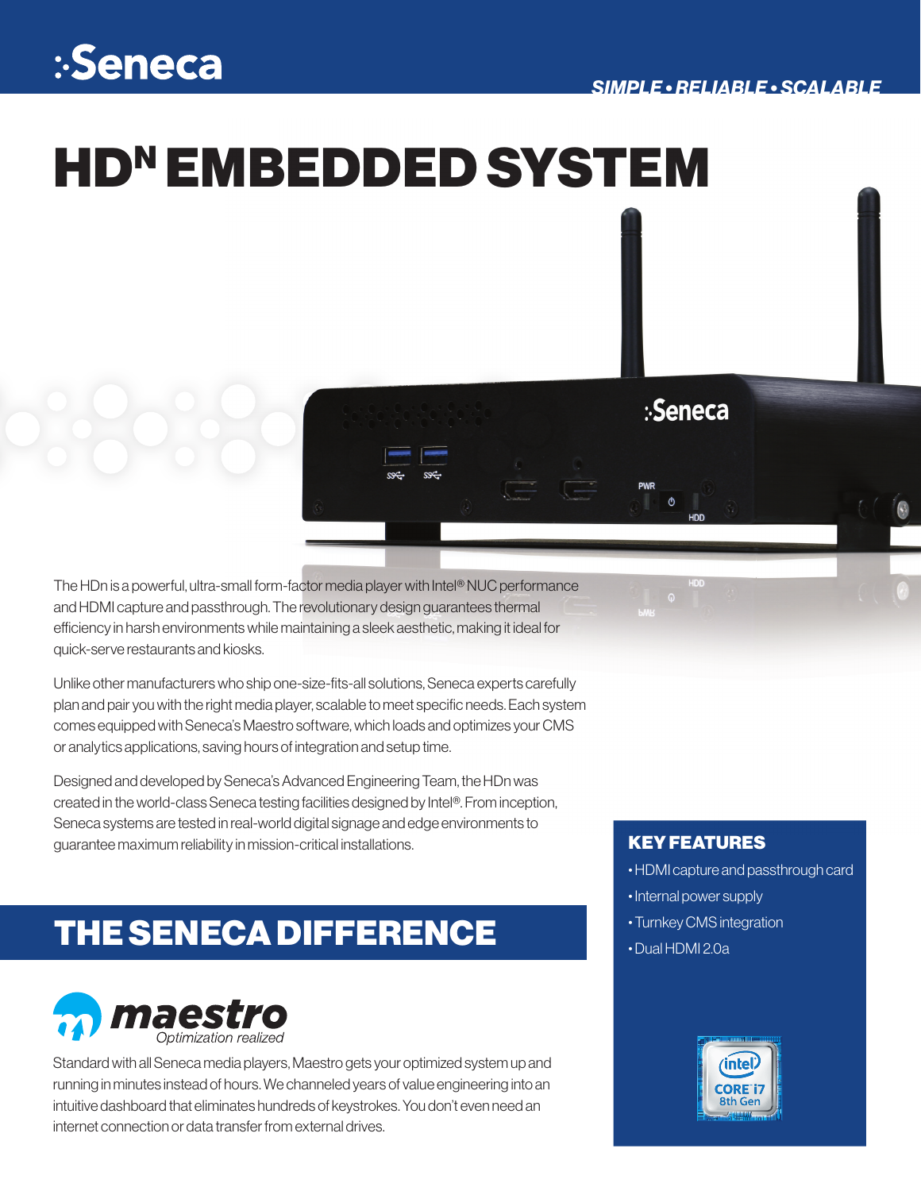:Seneca

*SIMPLE • RELIABLE • SCALABLE*

# HD$^{N}$ EMBEDDED SYSTEM

The HDn is a powerful, ultra-small form-factor media player with Intel® NUC performance and HDMI capture and passthrough. The revolutionary design guarantees thermal efficiency in harsh environments while maintaining a sleek aesthetic, making it ideal for quick-serve restaurants and kiosks.

Unlike other manufacturers who ship one-size-fits-all solutions, Seneca experts carefully plan and pair you with the right media player, scalable to meet specific needs. Each system comes equipped with Seneca's Maestro software, which loads and optimizes your CMS or analytics applications, saving hours of integration and setup time.

Designed and developed by Seneca's Advanced Engineering Team, the HDn was created in the world-class Seneca testing facilities designed by Intel®. From inception, Seneca systems are tested in real-world digital signage and edge environments to guarantee maximum reliability in mission-critical installations.

## THE SENECA DIFFERENCE

**maestro**
*Optimization realized*

Standard with all Seneca media players, Maestro gets your optimized system up and running in minutes instead of hours. We channeled years of value engineering into an intuitive dashboard that eliminates hundreds of keystrokes. You don't even need an internet connection or data transfer from external drives.

### KEY FEATURES

- HDMI capture and passthrough card
- Internal power supply
- Turnkey CMS integration
- Dual HDMI 2.0a

intel CORE i7 8th Gen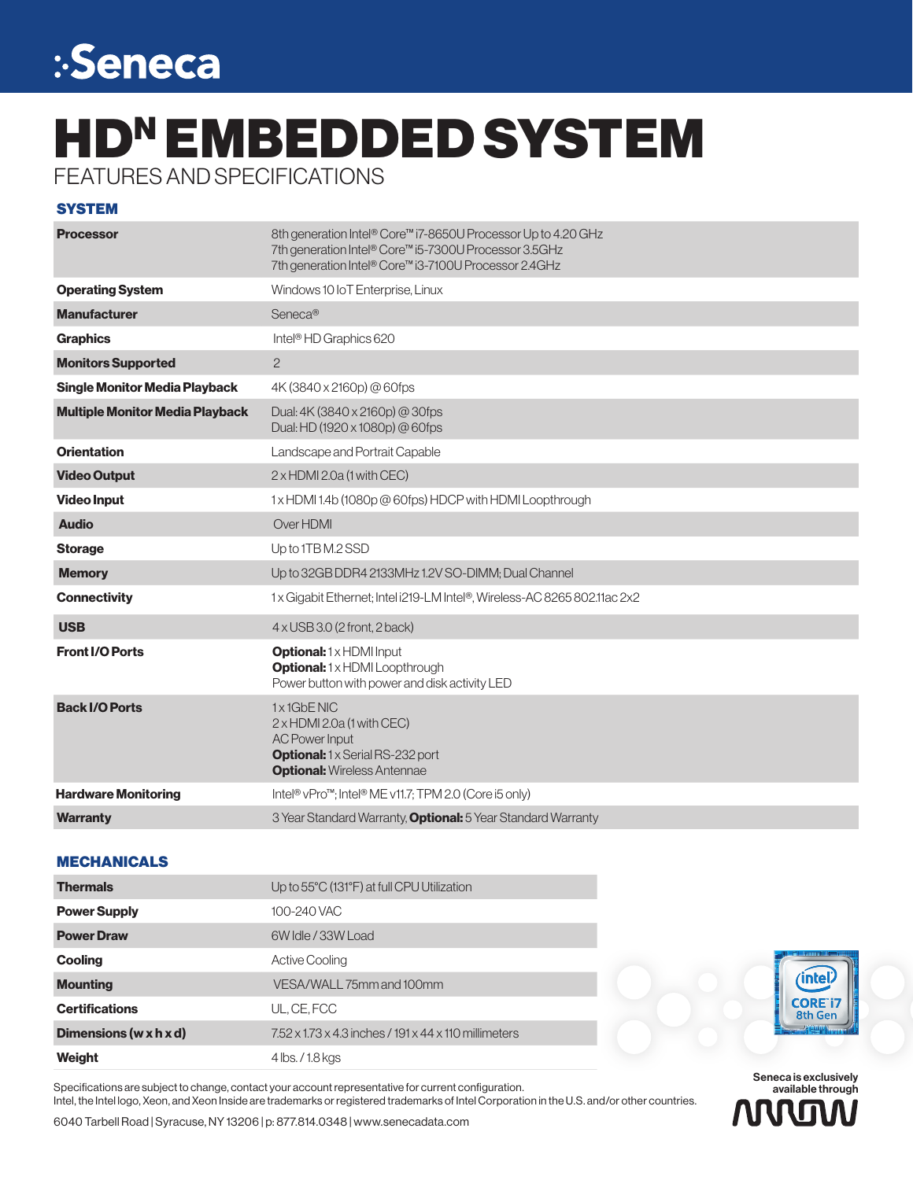# HD$^N$ EMBEDDED SYSTEM

FEATURES AND SPECIFICATIONS

## SYSTEM

| | |
|---|---|
| **Processor** | 8th generation Intel® Core™ i7-8650U Processor Up to 4.20 GHz<br>7th generation Intel® Core™ i5-7300U Processor 3.5GHz<br>7th generation Intel® Core™ i3-7100U Processor 2.4GHz |
| **Operating System** | Windows 10 IoT Enterprise, Linux |
| **Manufacturer** | Seneca® |
| **Graphics** | Intel® HD Graphics 620 |
| **Monitors Supported** | 2 |
| **Single Monitor Media Playback** | 4K (3840 x 2160p) @ 60fps |
| **Multiple Monitor Media Playback** | Dual: 4K (3840 x 2160p) @ 30fps<br>Dual: HD (1920 x 1080p) @ 60fps |
| **Orientation** | Landscape and Portrait Capable |
| **Video Output** | 2 x HDMI 2.0a (1 with CEC) |
| **Video Input** | 1 x HDMI 1.4b (1080p @ 60fps) HDCP with HDMI Loopthrough |
| **Audio** | Over HDMI |
| **Storage** | Up to 1TB M.2 SSD |
| **Memory** | Up to 32GB DDR4 2133MHz 1.2V SO-DIMM; Dual Channel |
| **Connectivity** | 1 x Gigabit Ethernet; Intel i219-LM Intel®, Wireless-AC 8265 802.11ac 2x2 |
| **USB** | 4 x USB 3.0 (2 front, 2 back) |
| **Front I/O Ports** | **Optional:** 1 x HDMI Input<br>**Optional:** 1 x HDMI Loopthrough<br>Power button with power and disk activity LED |
| **Back I/O Ports** | 1 x 1GbE NIC<br>2 x HDMI 2.0a (1 with CEC)<br>AC Power Input<br>**Optional:** 1 x Serial RS-232 port<br>**Optional:** Wireless Antennae |
| **Hardware Monitoring** | Intel® vPro™; Intel® ME v11.7; TPM 2.0 (Core i5 only) |
| **Warranty** | 3 Year Standard Warranty, **Optional:** 5 Year Standard Warranty |

## MECHANICALS

| | |
|---|---|
| **Thermals** | Up to 55°C (131°F) at full CPU Utilization |
| **Power Supply** | 100-240 VAC |
| **Power Draw** | 6W Idle / 33W Load |
| **Cooling** | Active Cooling |
| **Mounting** | VESA/WALL 75mm and 100mm |
| **Certifications** | UL, CE, FCC |
| **Dimensions (w x h x d)** | 7.52 x 1.73 x 4.3 inches / 191 x 44 x 110 millimeters |
| **Weight** | 4 lbs. / 1.8 kgs |

Specifications are subject to change, contact your account representative for current configuration.
Intel, the Intel logo, Xeon, and Xeon Inside are trademarks or registered trademarks of Intel Corporation in the U.S. and/or other countries.

6040 Tarbell Road | Syracuse, NY 13206 | p: 877.814.0348 | www.senecadata.com

**Seneca is exclusively available through**